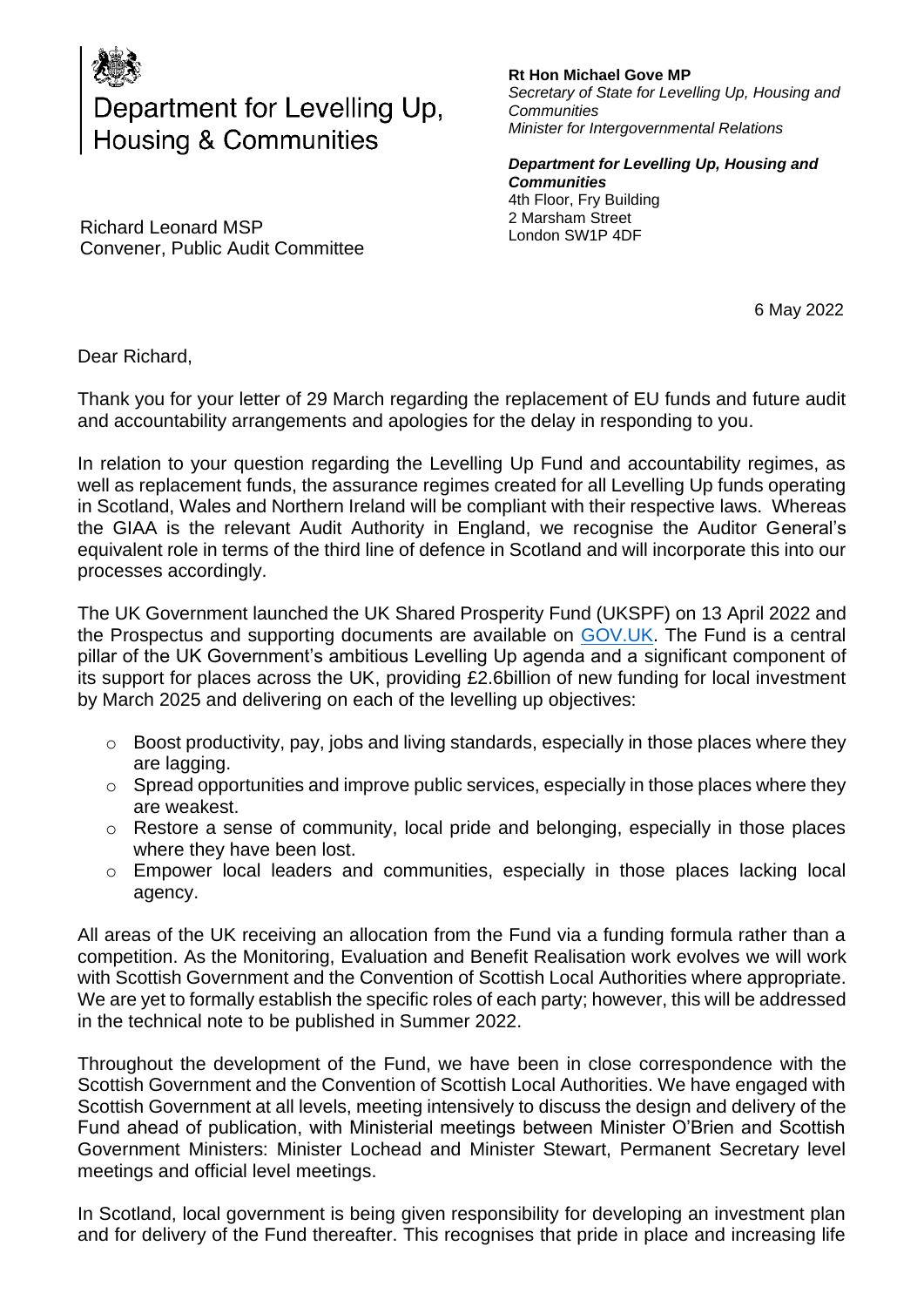Department for Levelling Up, Housing & Communities

**Rt Hon Michael Gove MP**
*Secretary of State for Levelling Up, Housing and Communities*
*Minister for Intergovernmental Relations*

***Department for Levelling Up, Housing and Communities***
4th Floor, Fry Building
2 Marsham Street
London SW1P 4DF

Richard Leonard MSP
Convener, Public Audit Committee

6 May 2022

Dear Richard,

Thank you for your letter of 29 March regarding the replacement of EU funds and future audit and accountability arrangements and apologies for the delay in responding to you.

In relation to your question regarding the Levelling Up Fund and accountability regimes, as well as replacement funds, the assurance regimes created for all Levelling Up funds operating in Scotland, Wales and Northern Ireland will be compliant with their respective laws. Whereas the GIAA is the relevant Audit Authority in England, we recognise the Auditor General's equivalent role in terms of the third line of defence in Scotland and will incorporate this into our processes accordingly.

The UK Government launched the UK Shared Prosperity Fund (UKSPF) on 13 April 2022 and the Prospectus and supporting documents are available on GOV.UK. The Fund is a central pillar of the UK Government's ambitious Levelling Up agenda and a significant component of its support for places across the UK, providing £2.6billion of new funding for local investment by March 2025 and delivering on each of the levelling up objectives:

- Boost productivity, pay, jobs and living standards, especially in those places where they are lagging.
- Spread opportunities and improve public services, especially in those places where they are weakest.
- Restore a sense of community, local pride and belonging, especially in those places where they have been lost.
- Empower local leaders and communities, especially in those places lacking local agency.

All areas of the UK receiving an allocation from the Fund via a funding formula rather than a competition. As the Monitoring, Evaluation and Benefit Realisation work evolves we will work with Scottish Government and the Convention of Scottish Local Authorities where appropriate. We are yet to formally establish the specific roles of each party; however, this will be addressed in the technical note to be published in Summer 2022.

Throughout the development of the Fund, we have been in close correspondence with the Scottish Government and the Convention of Scottish Local Authorities. We have engaged with Scottish Government at all levels, meeting intensively to discuss the design and delivery of the Fund ahead of publication, with Ministerial meetings between Minister O'Brien and Scottish Government Ministers: Minister Lochead and Minister Stewart, Permanent Secretary level meetings and official level meetings.

In Scotland, local government is being given responsibility for developing an investment plan and for delivery of the Fund thereafter. This recognises that pride in place and increasing life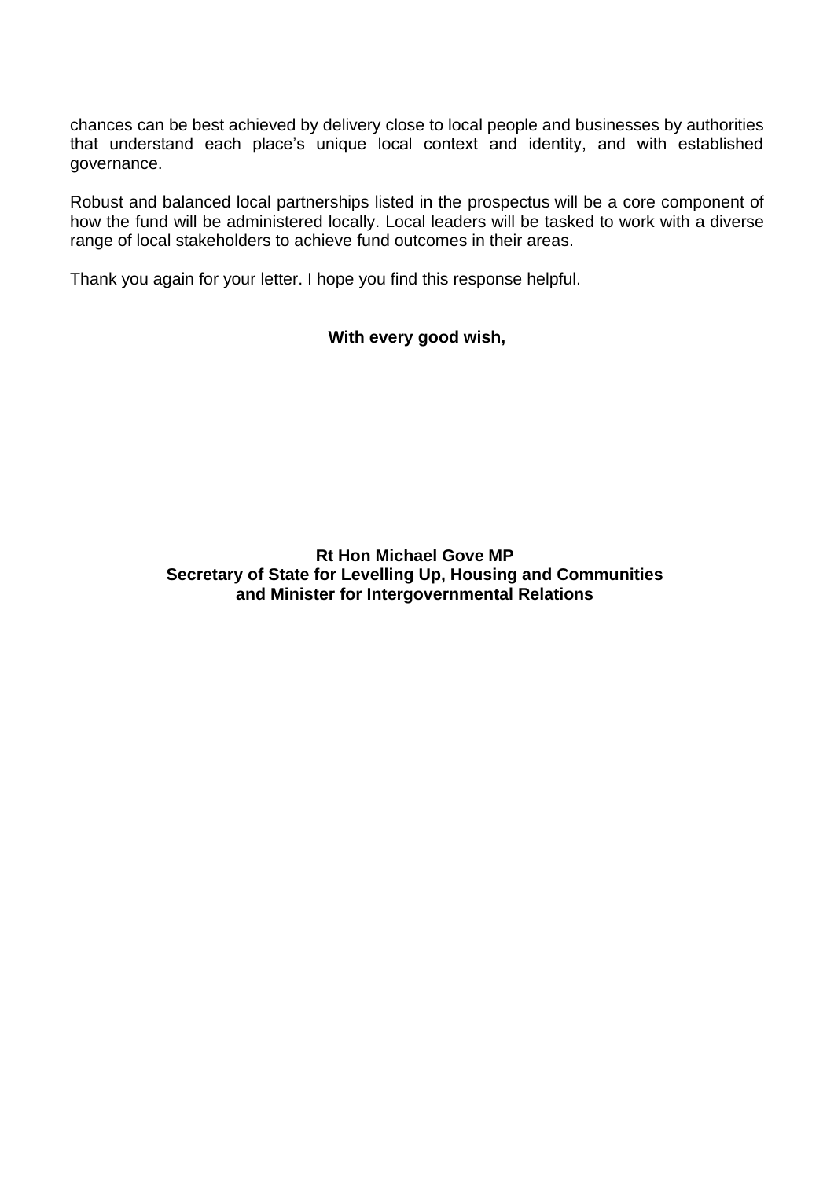chances can be best achieved by delivery close to local people and businesses by authorities that understand each place's unique local context and identity, and with established governance.

Robust and balanced local partnerships listed in the prospectus will be a core component of how the fund will be administered locally. Local leaders will be tasked to work with a diverse range of local stakeholders to achieve fund outcomes in their areas.

Thank you again for your letter. I hope you find this response helpful.

**With every good wish,**

**Rt Hon Michael Gove MP**
**Secretary of State for Levelling Up, Housing and Communities and Minister for Intergovernmental Relations**